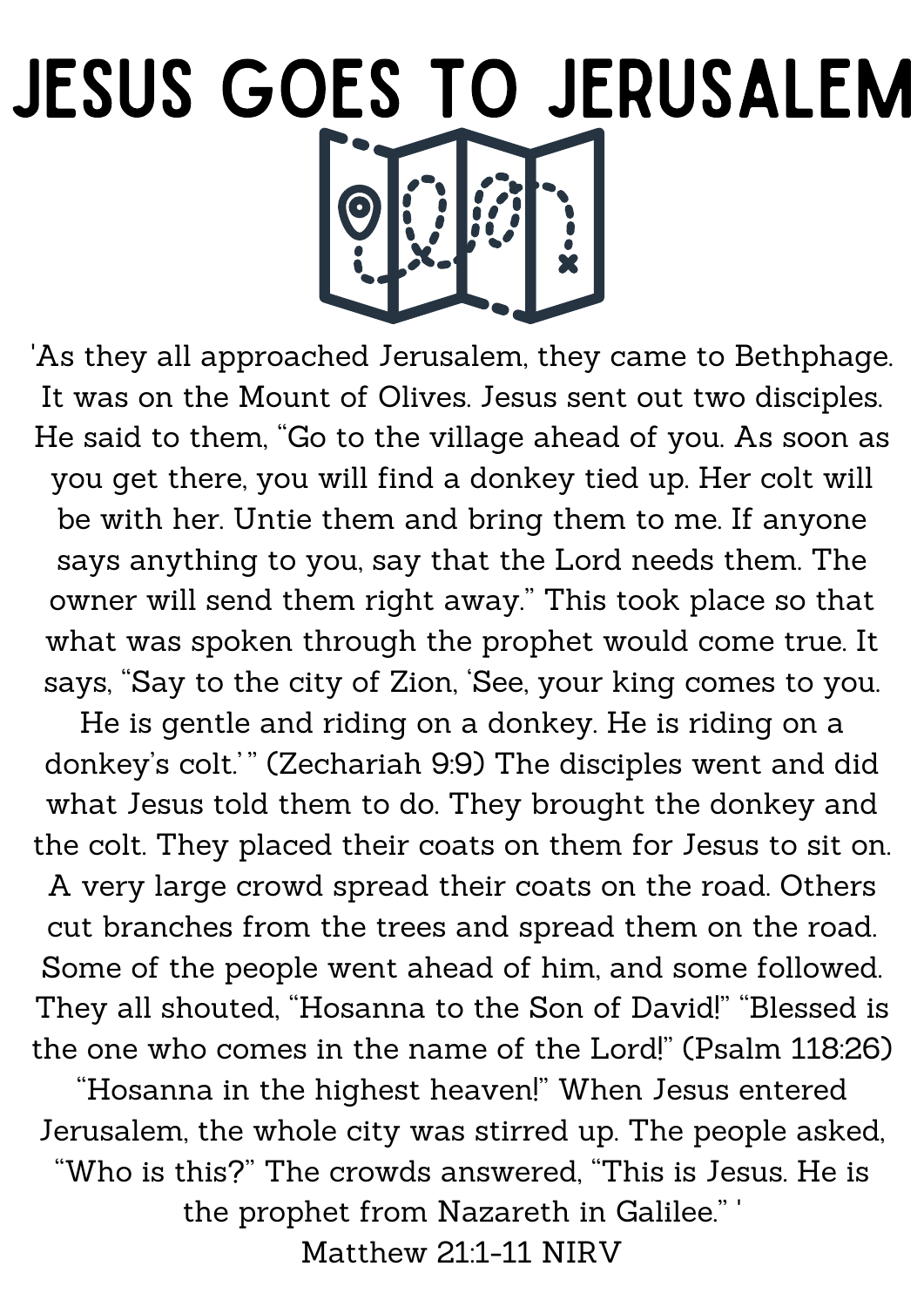# JESUS GOES TO JERUSALEM

'As they all approached Jerusalem, they came to Bethphage. It was on the Mount of Olives. Jesus sent out two disciples. He said to them, "Go to the village ahead of you. As soon as you get there, you will find a donkey tied up. Her colt will be with her. Untie them and bring them to me. If anyone says anything to you, say that the Lord needs them. The owner will send them right away." This took place so that what was spoken through the prophet would come true. It says, "Say to the city of Zion, 'See, your king comes to you. He is gentle and riding on a donkey. He is riding on a donkey's colt.' " (Zechariah 9:9) The disciples went and did what Jesus told them to do. They brought the donkey and the colt. They placed their coats on them for Jesus to sit on. A very large crowd spread their coats on the road. Others cut branches from the trees and spread them on the road. Some of the people went ahead of him, and some followed. They all shouted, "Hosanna to the Son of David!" "Blessed is the one who comes in the name of the Lord!" (Psalm 118:26) "Hosanna in the highest heaven!" When Jesus entered Jerusalem, the whole city was stirred up. The people asked, "Who is this?" The crowds answered, "This is Jesus. He is the prophet from Nazareth in Galilee." '

Matthew 21:1-11 NIRV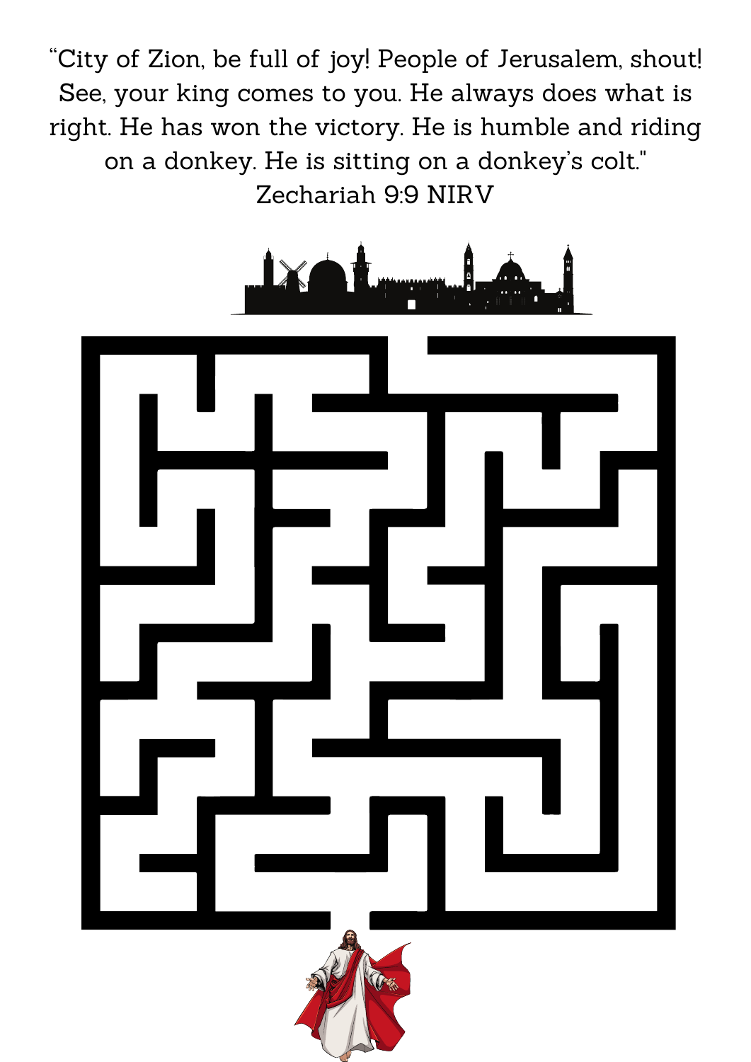"City of Zion, be full of joy! People of Jerusalem, shout! See, your king comes to you. He always does what is right. He has won the victory. He is humble and riding on a donkey. He is sitting on a donkey's colt."

Zechariah 9:9 NIRV